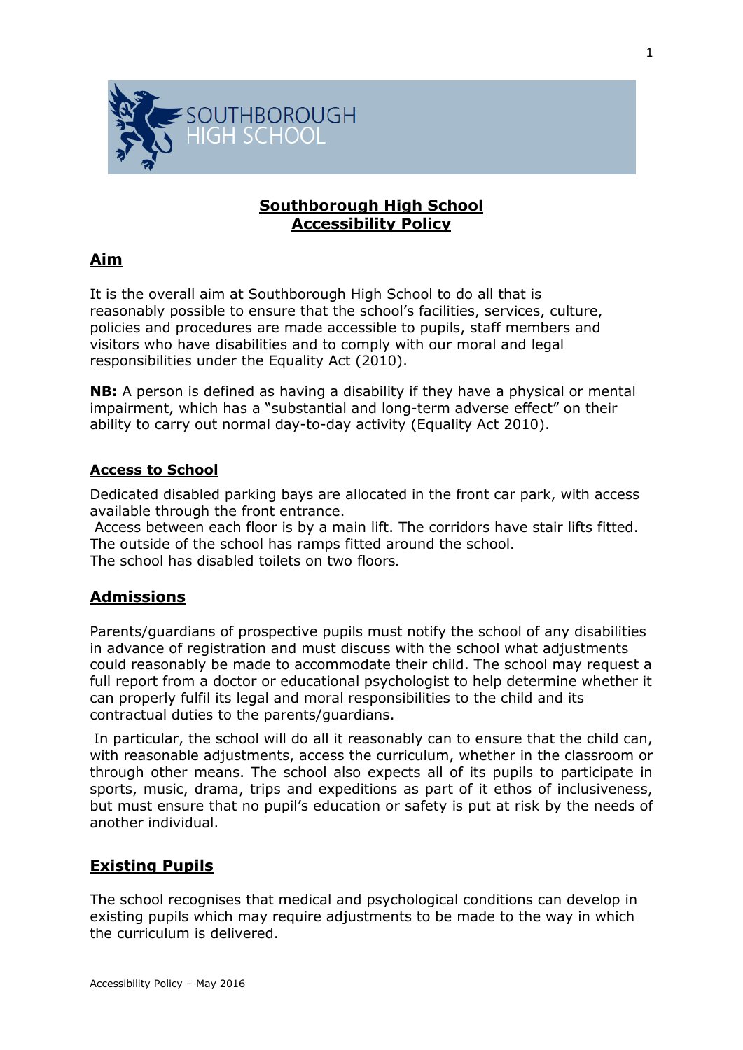# Southborough High School
# Accessibility Policy

## Aim

It is the overall aim at Southborough High School to do all that is reasonably possible to ensure that the school's facilities, services, culture, policies and procedures are made accessible to pupils, staff members and visitors who have disabilities and to comply with our moral and legal responsibilities under the Equality Act (2010).

**NB:** A person is defined as having a disability if they have a physical or mental impairment, which has a "substantial and long-term adverse effect" on their ability to carry out normal day-to-day activity (Equality Act 2010).

### Access to School

Dedicated disabled parking bays are allocated in the front car park, with access available through the front entrance.
Access between each floor is by a main lift. The corridors have stair lifts fitted.
The outside of the school has ramps fitted around the school.
The school has disabled toilets on two floors.

## Admissions

Parents/guardians of prospective pupils must notify the school of any disabilities in advance of registration and must discuss with the school what adjustments could reasonably be made to accommodate their child. The school may request a full report from a doctor or educational psychologist to help determine whether it can properly fulfil its legal and moral responsibilities to the child and its contractual duties to the parents/guardians.

In particular, the school will do all it reasonably can to ensure that the child can, with reasonable adjustments, access the curriculum, whether in the classroom or through other means. The school also expects all of its pupils to participate in sports, music, drama, trips and expeditions as part of it ethos of inclusiveness, but must ensure that no pupil's education or safety is put at risk by the needs of another individual.

## Existing Pupils

The school recognises that medical and psychological conditions can develop in existing pupils which may require adjustments to be made to the way in which the curriculum is delivered.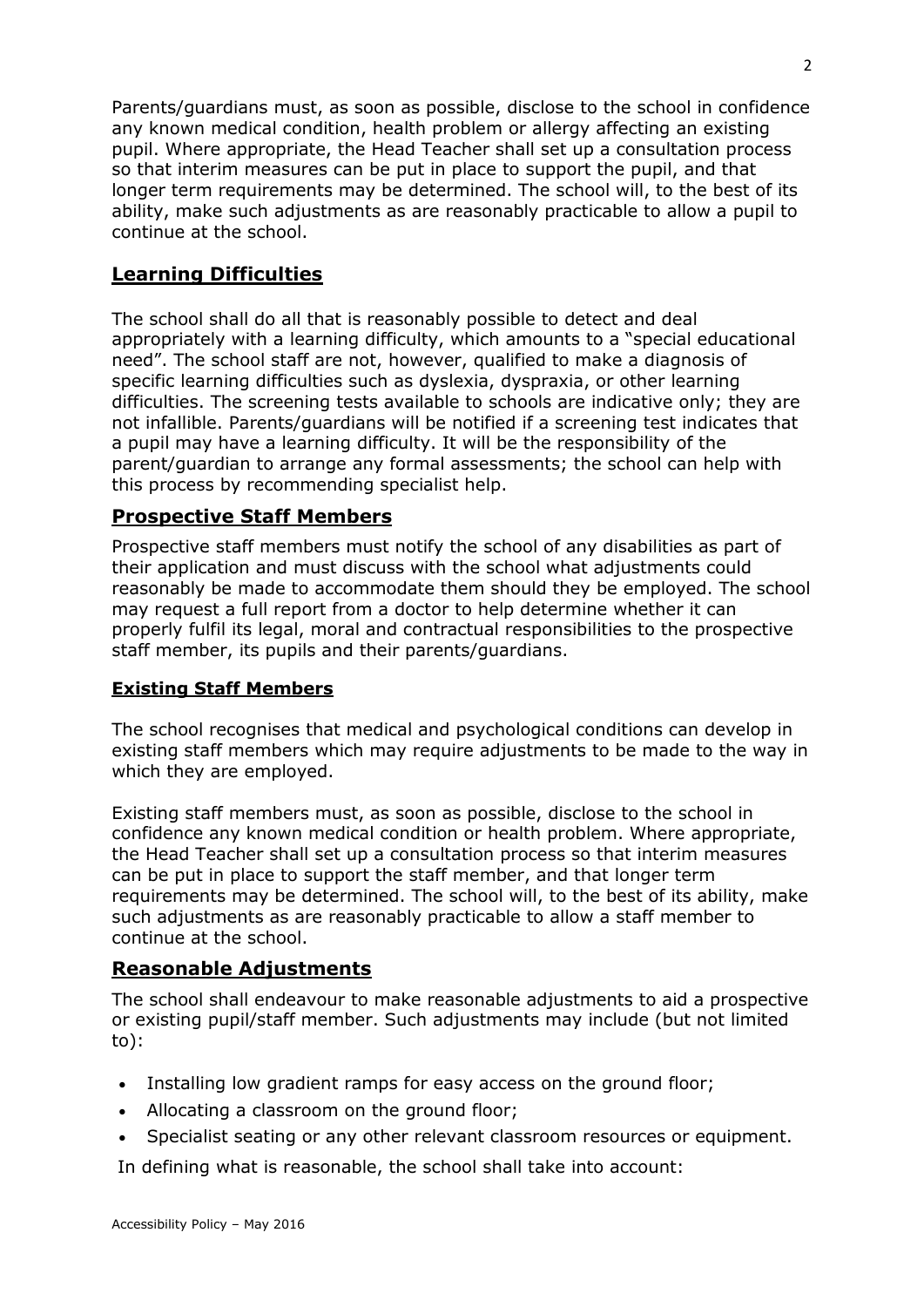Parents/guardians must, as soon as possible, disclose to the school in confidence any known medical condition, health problem or allergy affecting an existing pupil. Where appropriate, the Head Teacher shall set up a consultation process so that interim measures can be put in place to support the pupil, and that longer term requirements may be determined. The school will, to the best of its ability, make such adjustments as are reasonably practicable to allow a pupil to continue at the school.

## Learning Difficulties

The school shall do all that is reasonably possible to detect and deal appropriately with a learning difficulty, which amounts to a "special educational need". The school staff are not, however, qualified to make a diagnosis of specific learning difficulties such as dyslexia, dyspraxia, or other learning difficulties. The screening tests available to schools are indicative only; they are not infallible. Parents/guardians will be notified if a screening test indicates that a pupil may have a learning difficulty. It will be the responsibility of the parent/guardian to arrange any formal assessments; the school can help with this process by recommending specialist help.

## Prospective Staff Members

Prospective staff members must notify the school of any disabilities as part of their application and must discuss with the school what adjustments could reasonably be made to accommodate them should they be employed. The school may request a full report from a doctor to help determine whether it can properly fulfil its legal, moral and contractual responsibilities to the prospective staff member, its pupils and their parents/guardians.

### Existing Staff Members

The school recognises that medical and psychological conditions can develop in existing staff members which may require adjustments to be made to the way in which they are employed.

Existing staff members must, as soon as possible, disclose to the school in confidence any known medical condition or health problem. Where appropriate, the Head Teacher shall set up a consultation process so that interim measures can be put in place to support the staff member, and that longer term requirements may be determined. The school will, to the best of its ability, make such adjustments as are reasonably practicable to allow a staff member to continue at the school.

## Reasonable Adjustments

The school shall endeavour to make reasonable adjustments to aid a prospective or existing pupil/staff member. Such adjustments may include (but not limited to):

- Installing low gradient ramps for easy access on the ground floor;
- Allocating a classroom on the ground floor;
- Specialist seating or any other relevant classroom resources or equipment.

In defining what is reasonable, the school shall take into account: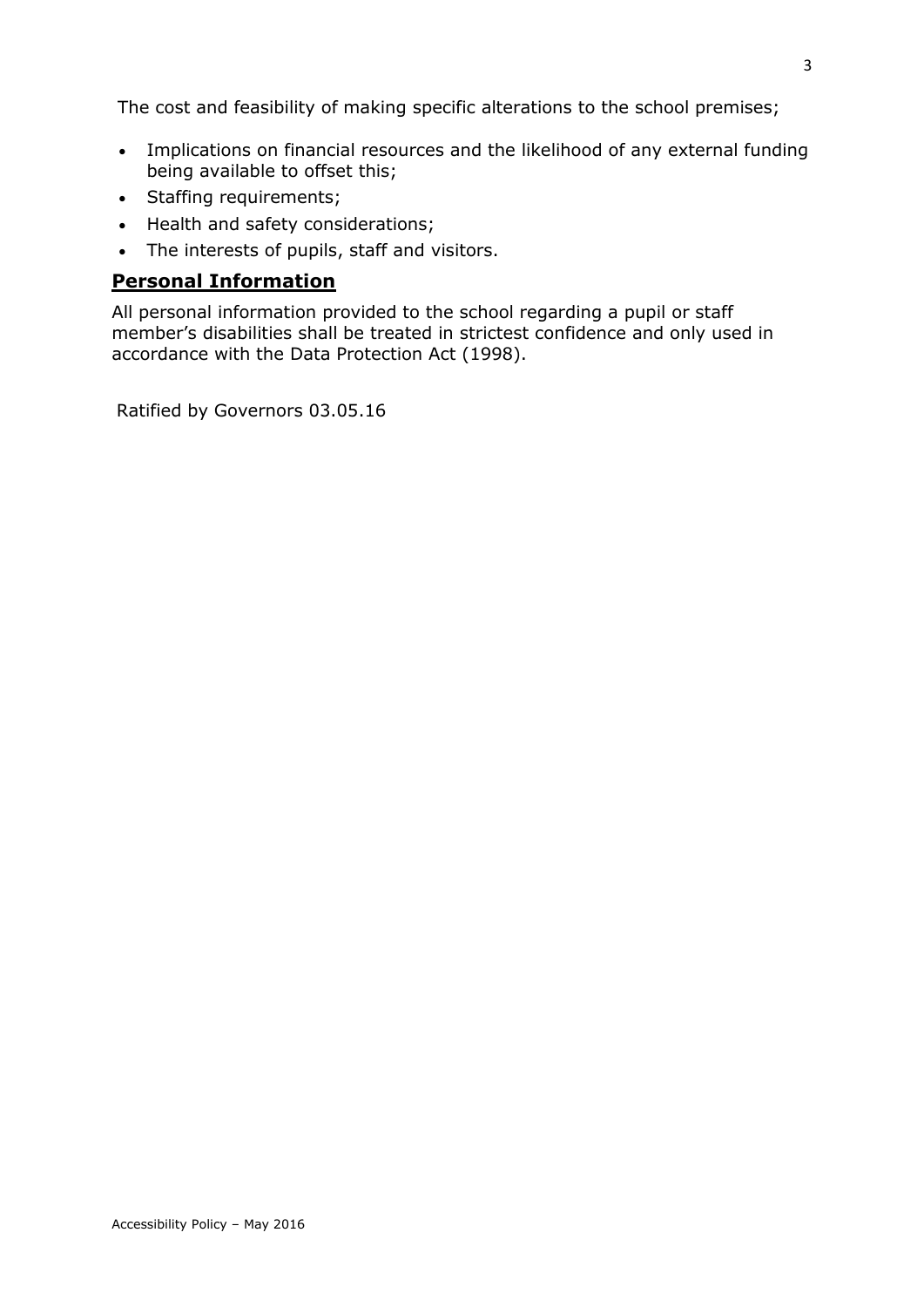The cost and feasibility of making specific alterations to the school premises;

- Implications on financial resources and the likelihood of any external funding being available to offset this;
- Staffing requirements;
- Health and safety considerations;
- The interests of pupils, staff and visitors.

## Personal Information

All personal information provided to the school regarding a pupil or staff member's disabilities shall be treated in strictest confidence and only used in accordance with the Data Protection Act (1998).

Ratified by Governors 03.05.16